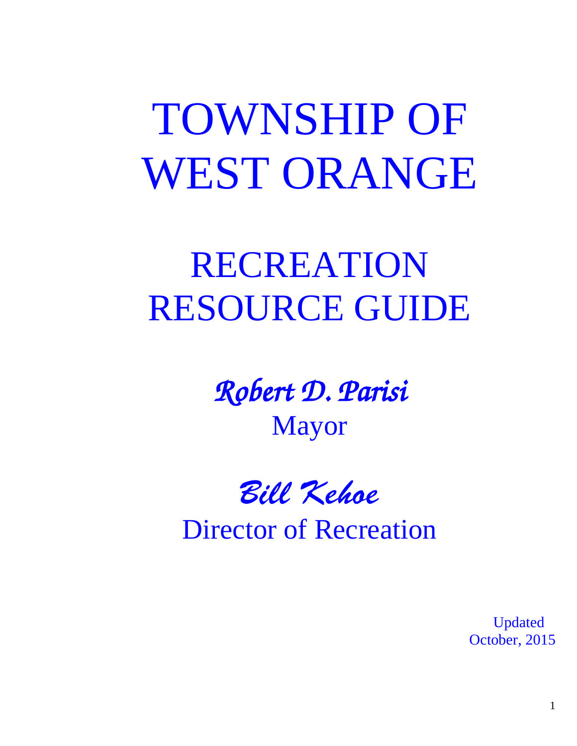# TOWNSHIP OF WEST ORANGE

# RECREATION RESOURCE GUIDE

*Robert D. Parisi*

Mayor

*Bill Kehoe*

Director of Recreation

Updated
October, 2015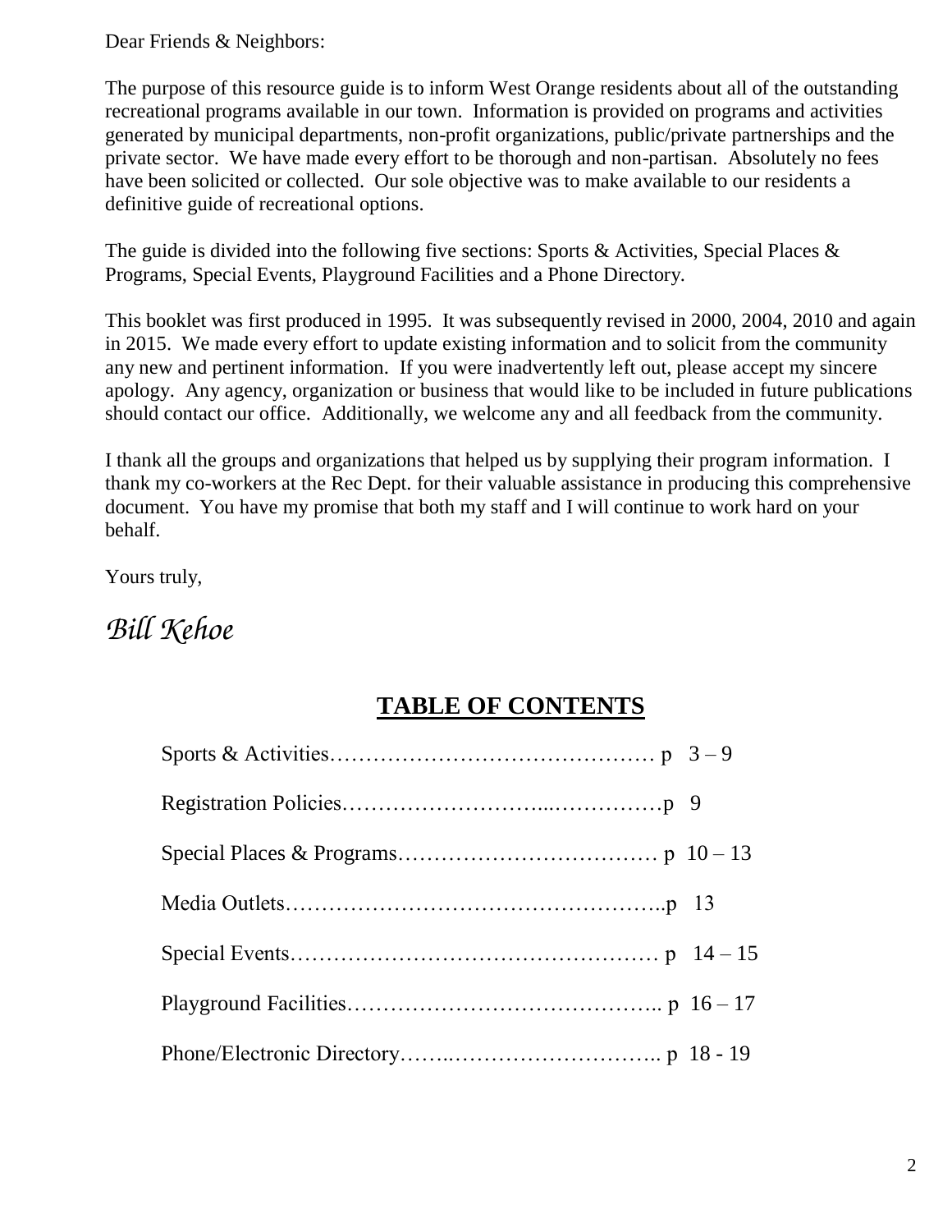Dear Friends & Neighbors:

The purpose of this resource guide is to inform West Orange residents about all of the outstanding recreational programs available in our town. Information is provided on programs and activities generated by municipal departments, non-profit organizations, public/private partnerships and the private sector. We have made every effort to be thorough and non-partisan. Absolutely no fees have been solicited or collected. Our sole objective was to make available to our residents a definitive guide of recreational options.

The guide is divided into the following five sections: Sports & Activities, Special Places & Programs, Special Events, Playground Facilities and a Phone Directory.

This booklet was first produced in 1995. It was subsequently revised in 2000, 2004, 2010 and again in 2015. We made every effort to update existing information and to solicit from the community any new and pertinent information. If you were inadvertently left out, please accept my sincere apology. Any agency, organization or business that would like to be included in future publications should contact our office. Additionally, we welcome any and all feedback from the community.

I thank all the groups and organizations that helped us by supplying their program information. I thank my co-workers at the Rec Dept. for their valuable assistance in producing this comprehensive document. You have my promise that both my staff and I will continue to work hard on your behalf.

Yours truly,

*Bill Kehoe*

## TABLE OF CONTENTS

Sports & Activities………………………………………… p 3 – 9

Registration Policies………………………...……………p 9

Special Places & Programs……………………………… p 10 – 13

Media Outlets……………………………………………..p 13

Special Events…………………………………………… p 14 – 15

Playground Facilities…………………………………….. p 16 – 17

Phone/Electronic Directory……..……………………….. p 18 - 19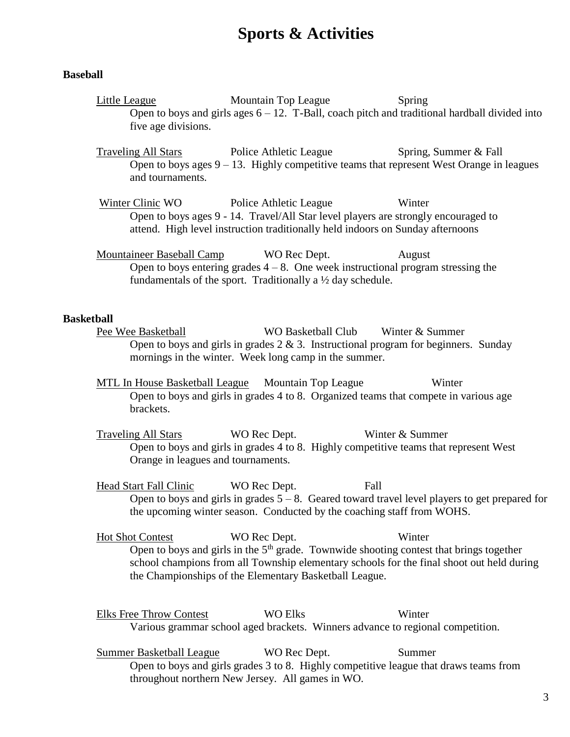# Sports & Activities

**Baseball**

<u>Little League</u> Mountain Top League Spring

Open to boys and girls ages 6 – 12. T-Ball, coach pitch and traditional hardball divided into five age divisions.

<u>Traveling All Stars</u> Police Athletic League Spring, Summer & Fall

Open to boys ages 9 – 13. Highly competitive teams that represent West Orange in leagues and tournaments.

<u>Winter Clinic</u> WO Police Athletic League Winter

Open to boys ages 9 - 14. Travel/All Star level players are strongly encouraged to attend. High level instruction traditionally held indoors on Sunday afternoons

<u>Mountaineer Baseball Camp</u> WO Rec Dept. August

Open to boys entering grades 4 – 8. One week instructional program stressing the fundamentals of the sport. Traditionally a ½ day schedule.

**Basketball**

<u>Pee Wee Basketball</u> WO Basketball Club Winter & Summer

Open to boys and girls in grades 2 & 3. Instructional program for beginners. Sunday mornings in the winter. Week long camp in the summer.

<u>MTL In House Basketball League</u> Mountain Top League Winter

Open to boys and girls in grades 4 to 8. Organized teams that compete in various age brackets.

<u>Traveling All Stars</u> WO Rec Dept. Winter & Summer

Open to boys and girls in grades 4 to 8. Highly competitive teams that represent West Orange in leagues and tournaments.

<u>Head Start Fall Clinic</u> WO Rec Dept. Fall

Open to boys and girls in grades 5 – 8. Geared toward travel level players to get prepared for the upcoming winter season. Conducted by the coaching staff from WOHS.

<u>Hot Shot Contest</u> WO Rec Dept. Winter

Open to boys and girls in the 5th grade. Townwide shooting contest that brings together school champions from all Township elementary schools for the final shoot out held during the Championships of the Elementary Basketball League.

<u>Elks Free Throw Contest</u> WO Elks Winter

Various grammar school aged brackets. Winners advance to regional competition.

<u>Summer Basketball League</u> WO Rec Dept. Summer

Open to boys and girls grades 3 to 8. Highly competitive league that draws teams from throughout northern New Jersey. All games in WO.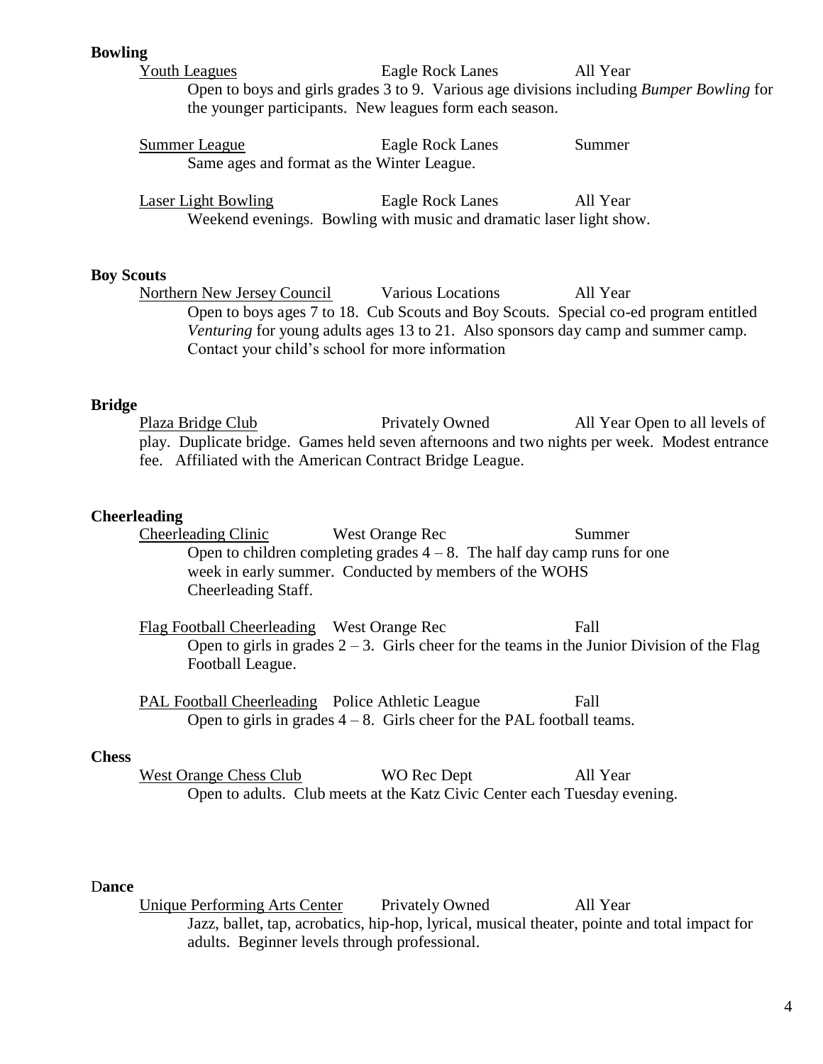**Bowling**

Youth Leagues — Eagle Rock Lanes — All Year

Open to boys and girls grades 3 to 9. Various age divisions including *Bumper Bowling* for the younger participants. New leagues form each season.

Summer League — Eagle Rock Lanes — Summer

Same ages and format as the Winter League.

Laser Light Bowling — Eagle Rock Lanes — All Year

Weekend evenings. Bowling with music and dramatic laser light show.

**Boy Scouts**

Northern New Jersey Council — Various Locations — All Year

Open to boys ages 7 to 18. Cub Scouts and Boy Scouts. Special co-ed program entitled *Venturing* for young adults ages 13 to 21. Also sponsors day camp and summer camp. Contact your child's school for more information

**Bridge**

Plaza Bridge Club — Privately Owned — All Year Open to all levels of play. Duplicate bridge. Games held seven afternoons and two nights per week. Modest entrance fee. Affiliated with the American Contract Bridge League.

**Cheerleading**

Cheerleading Clinic — West Orange Rec — Summer

Open to children completing grades 4 – 8. The half day camp runs for one week in early summer. Conducted by members of the WOHS Cheerleading Staff.

Flag Football Cheerleading — West Orange Rec — Fall

Open to girls in grades 2 – 3. Girls cheer for the teams in the Junior Division of the Flag Football League.

PAL Football Cheerleading — Police Athletic League — Fall

Open to girls in grades 4 – 8. Girls cheer for the PAL football teams.

**Chess**

West Orange Chess Club — WO Rec Dept — All Year

Open to adults. Club meets at the Katz Civic Center each Tuesday evening.

D**ance**

Unique Performing Arts Center — Privately Owned — All Year

Jazz, ballet, tap, acrobatics, hip-hop, lyrical, musical theater, pointe and total impact for adults. Beginner levels through professional.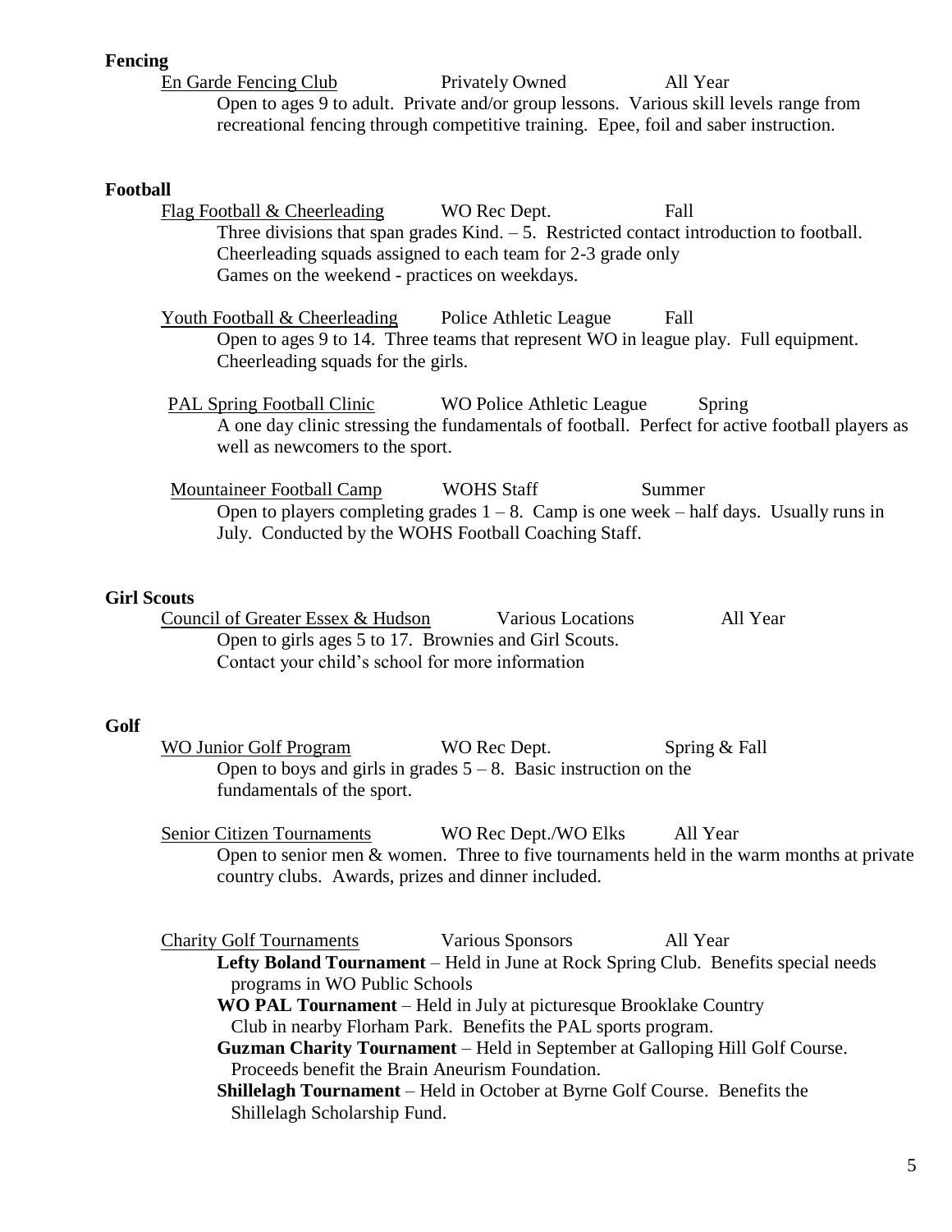**Fencing**

<u>En Garde Fencing Club</u> Privately Owned All Year

Open to ages 9 to adult. Private and/or group lessons. Various skill levels range from recreational fencing through competitive training. Epee, foil and saber instruction.

**Football**

<u>Flag Football & Cheerleading</u> WO Rec Dept. Fall

Three divisions that span grades Kind. – 5. Restricted contact introduction to football. Cheerleading squads assigned to each team for 2-3 grade only
Games on the weekend - practices on weekdays.

<u>Youth Football & Cheerleading</u> Police Athletic League Fall

Open to ages 9 to 14. Three teams that represent WO in league play. Full equipment. Cheerleading squads for the girls.

<u>PAL Spring Football Clinic</u> WO Police Athletic League Spring

A one day clinic stressing the fundamentals of football. Perfect for active football players as well as newcomers to the sport.

<u>Mountaineer Football Camp</u> WOHS Staff Summer

Open to players completing grades 1 – 8. Camp is one week – half days. Usually runs in July. Conducted by the WOHS Football Coaching Staff.

**Girl Scouts**

<u>Council of Greater Essex & Hudson</u> Various Locations All Year

Open to girls ages 5 to 17. Brownies and Girl Scouts.
Contact your child's school for more information

**Golf**

<u>WO Junior Golf Program</u> WO Rec Dept. Spring & Fall

Open to boys and girls in grades 5 – 8. Basic instruction on the fundamentals of the sport.

<u>Senior Citizen Tournaments</u> WO Rec Dept./WO Elks All Year

Open to senior men & women. Three to five tournaments held in the warm months at private country clubs. Awards, prizes and dinner included.

<u>Charity Golf Tournaments</u> Various Sponsors All Year

**Lefty Boland Tournament** – Held in June at Rock Spring Club. Benefits special needs programs in WO Public Schools

**WO PAL Tournament** – Held in July at picturesque Brooklake Country Club in nearby Florham Park. Benefits the PAL sports program.

**Guzman Charity Tournament** – Held in September at Galloping Hill Golf Course. Proceeds benefit the Brain Aneurism Foundation.

**Shillelagh Tournament** – Held in October at Byrne Golf Course. Benefits the Shillelagh Scholarship Fund.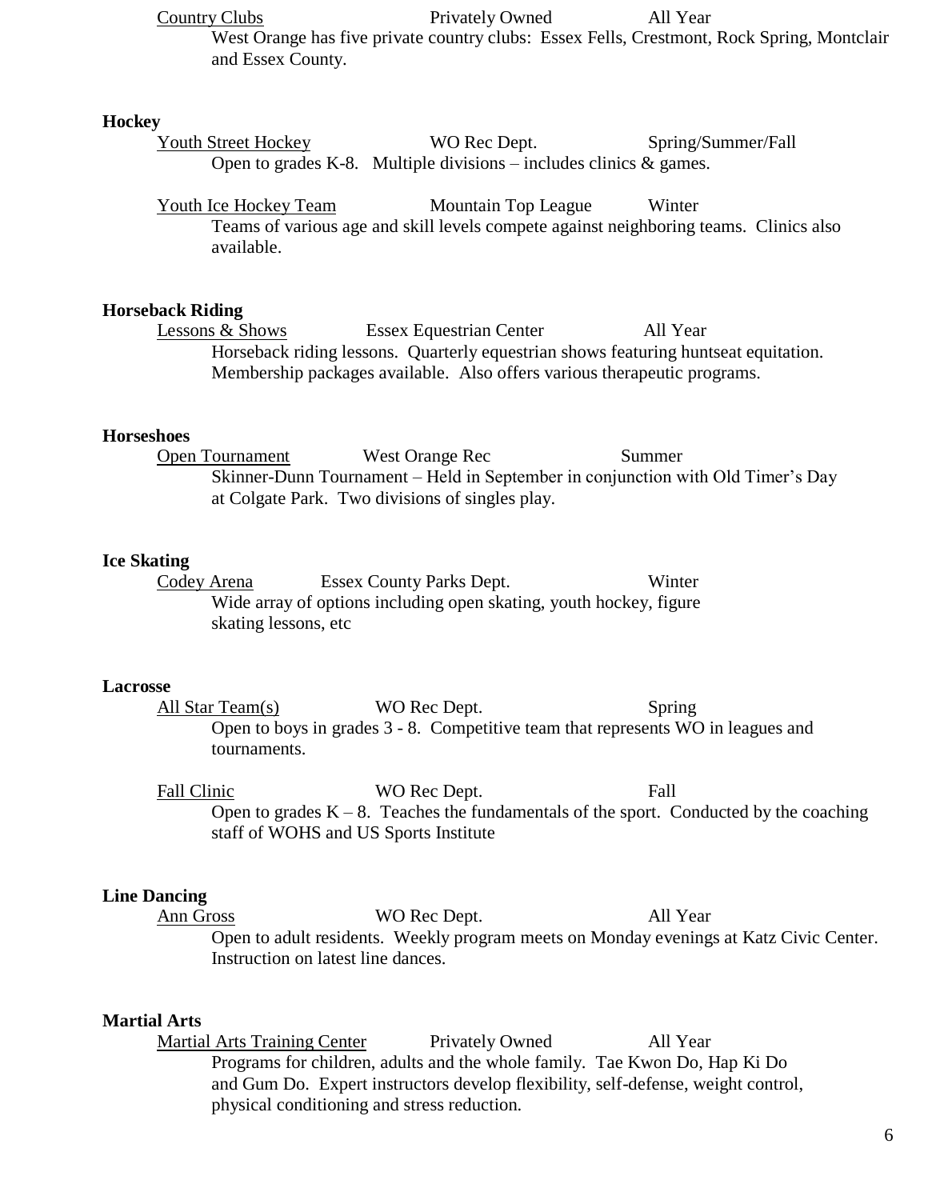Country Clubs | Privately Owned | All Year

West Orange has five private country clubs: Essex Fells, Crestmont, Rock Spring, Montclair and Essex County.

**Hockey**

Youth Street Hockey | WO Rec Dept. | Spring/Summer/Fall

Open to grades K-8. Multiple divisions – includes clinics & games.

Youth Ice Hockey Team | Mountain Top League | Winter

Teams of various age and skill levels compete against neighboring teams. Clinics also available.

**Horseback Riding**

Lessons & Shows | Essex Equestrian Center | All Year

Horseback riding lessons. Quarterly equestrian shows featuring huntseat equitation. Membership packages available. Also offers various therapeutic programs.

**Horseshoes**

Open Tournament | West Orange Rec | Summer

Skinner-Dunn Tournament – Held in September in conjunction with Old Timer's Day at Colgate Park. Two divisions of singles play.

**Ice Skating**

Codey Arena | Essex County Parks Dept. | Winter

Wide array of options including open skating, youth hockey, figure skating lessons, etc

**Lacrosse**

All Star Team(s) | WO Rec Dept. | Spring

Open to boys in grades 3 - 8. Competitive team that represents WO in leagues and tournaments.

Fall Clinic | WO Rec Dept. | Fall

Open to grades K – 8. Teaches the fundamentals of the sport. Conducted by the coaching staff of WOHS and US Sports Institute

**Line Dancing**

Ann Gross | WO Rec Dept. | All Year

Open to adult residents. Weekly program meets on Monday evenings at Katz Civic Center. Instruction on latest line dances.

**Martial Arts**

Martial Arts Training Center | Privately Owned | All Year

Programs for children, adults and the whole family. Tae Kwon Do, Hap Ki Do and Gum Do. Expert instructors develop flexibility, self-defense, weight control, physical conditioning and stress reduction.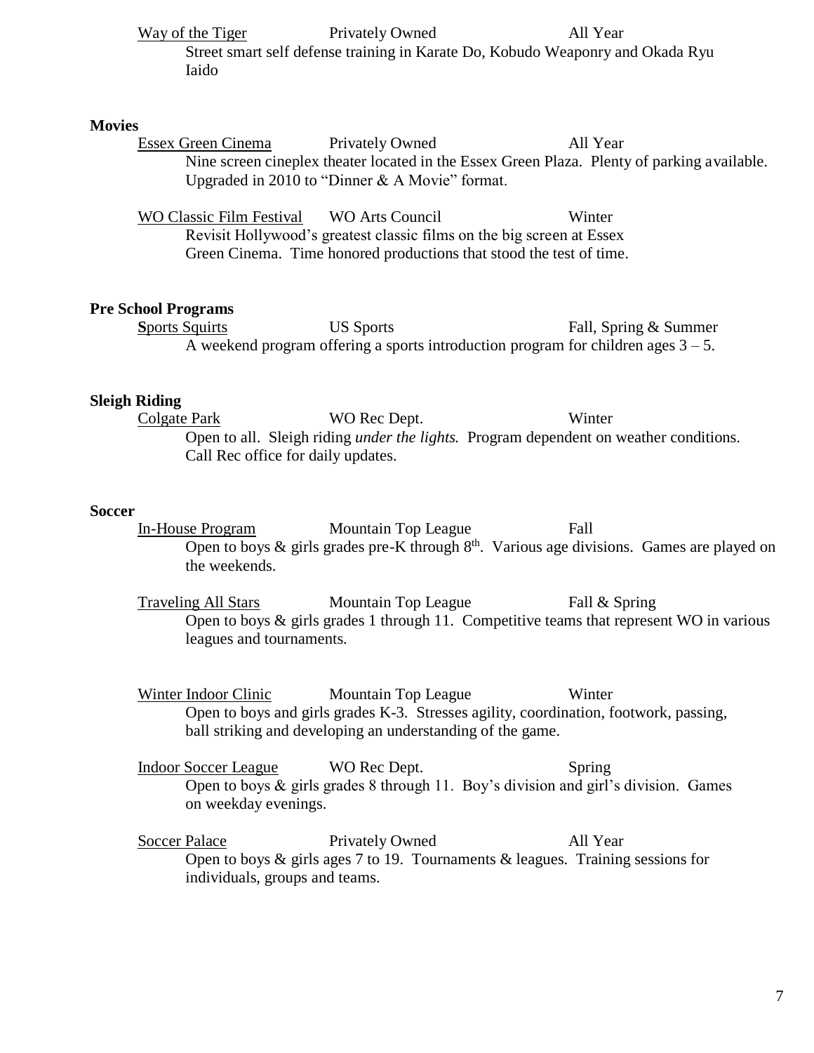Way of the Tiger — Privately Owned — All Year

Street smart self defense training in Karate Do, Kobudo Weaponry and Okada Ryu Iaido

**Movies**

Essex Green Cinema — Privately Owned — All Year

Nine screen cineplex theater located in the Essex Green Plaza. Plenty of parking available. Upgraded in 2010 to "Dinner & A Movie" format.

WO Classic Film Festival — WO Arts Council — Winter

Revisit Hollywood's greatest classic films on the big screen at Essex Green Cinema. Time honored productions that stood the test of time.

**Pre School Programs**

**S**ports Squirts — US Sports — Fall, Spring & Summer

A weekend program offering a sports introduction program for children ages 3 – 5.

**Sleigh Riding**

Colgate Park — WO Rec Dept. — Winter

Open to all. Sleigh riding *under the lights.* Program dependent on weather conditions. Call Rec office for daily updates.

**Soccer**

In-House Program — Mountain Top League — Fall

Open to boys & girls grades pre-K through 8th. Various age divisions. Games are played on the weekends.

Traveling All Stars — Mountain Top League — Fall & Spring

Open to boys & girls grades 1 through 11. Competitive teams that represent WO in various leagues and tournaments.

Winter Indoor Clinic — Mountain Top League — Winter

Open to boys and girls grades K-3. Stresses agility, coordination, footwork, passing, ball striking and developing an understanding of the game.

Indoor Soccer League — WO Rec Dept. — Spring

Open to boys & girls grades 8 through 11. Boy's division and girl's division. Games on weekday evenings.

Soccer Palace — Privately Owned — All Year

Open to boys & girls ages 7 to 19. Tournaments & leagues. Training sessions for individuals, groups and teams.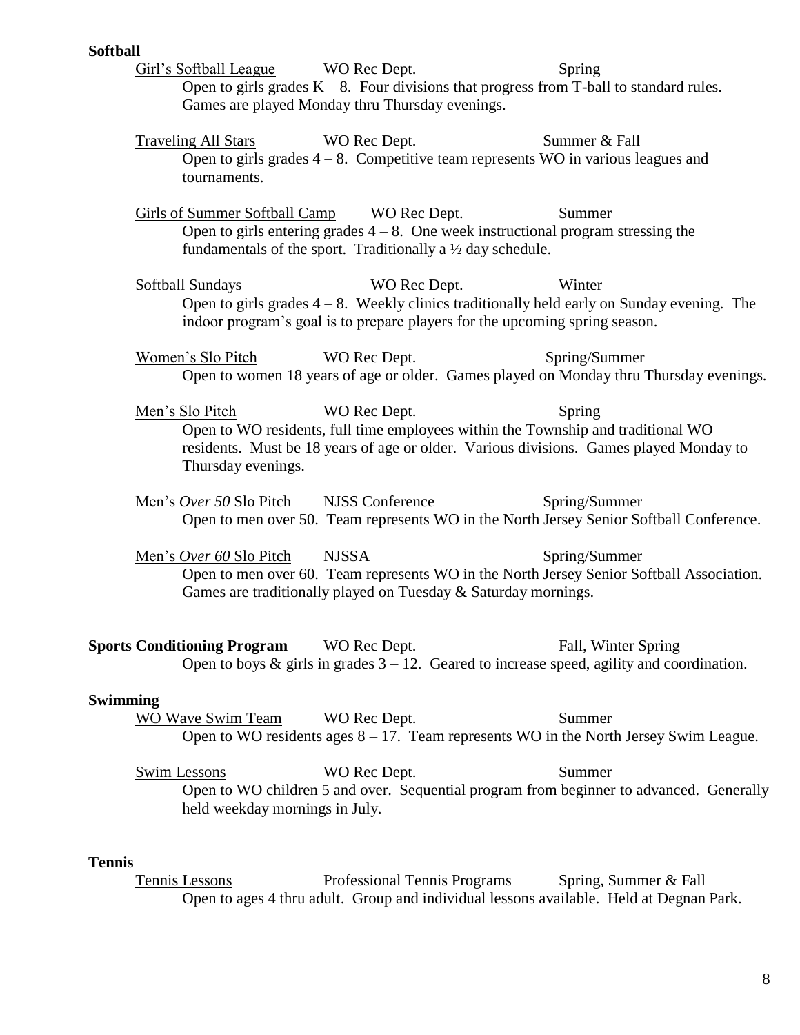**Softball**

Girl's Softball League — WO Rec Dept. — Spring

Open to girls grades K – 8. Four divisions that progress from T-ball to standard rules. Games are played Monday thru Thursday evenings.

Traveling All Stars — WO Rec Dept. — Summer & Fall

Open to girls grades 4 – 8. Competitive team represents WO in various leagues and tournaments.

Girls of Summer Softball Camp — WO Rec Dept. — Summer

Open to girls entering grades 4 – 8. One week instructional program stressing the fundamentals of the sport. Traditionally a ½ day schedule.

Softball Sundays — WO Rec Dept. — Winter

Open to girls grades 4 – 8. Weekly clinics traditionally held early on Sunday evening. The indoor program's goal is to prepare players for the upcoming spring season.

Women's Slo Pitch — WO Rec Dept. — Spring/Summer

Open to women 18 years of age or older. Games played on Monday thru Thursday evenings.

Men's Slo Pitch — WO Rec Dept. — Spring

Open to WO residents, full time employees within the Township and traditional WO residents. Must be 18 years of age or older. Various divisions. Games played Monday to Thursday evenings.

Men's *Over 50* Slo Pitch — NJSS Conference — Spring/Summer

Open to men over 50. Team represents WO in the North Jersey Senior Softball Conference.

Men's *Over 60* Slo Pitch — NJSSA — Spring/Summer

Open to men over 60. Team represents WO in the North Jersey Senior Softball Association. Games are traditionally played on Tuesday & Saturday mornings.

**Sports Conditioning Program** — WO Rec Dept. — Fall, Winter Spring

Open to boys & girls in grades 3 – 12. Geared to increase speed, agility and coordination.

**Swimming**

WO Wave Swim Team — WO Rec Dept. — Summer

Open to WO residents ages 8 – 17. Team represents WO in the North Jersey Swim League.

Swim Lessons — WO Rec Dept. — Summer

Open to WO children 5 and over. Sequential program from beginner to advanced. Generally held weekday mornings in July.

**Tennis**

Tennis Lessons — Professional Tennis Programs — Spring, Summer & Fall

Open to ages 4 thru adult. Group and individual lessons available. Held at Degnan Park.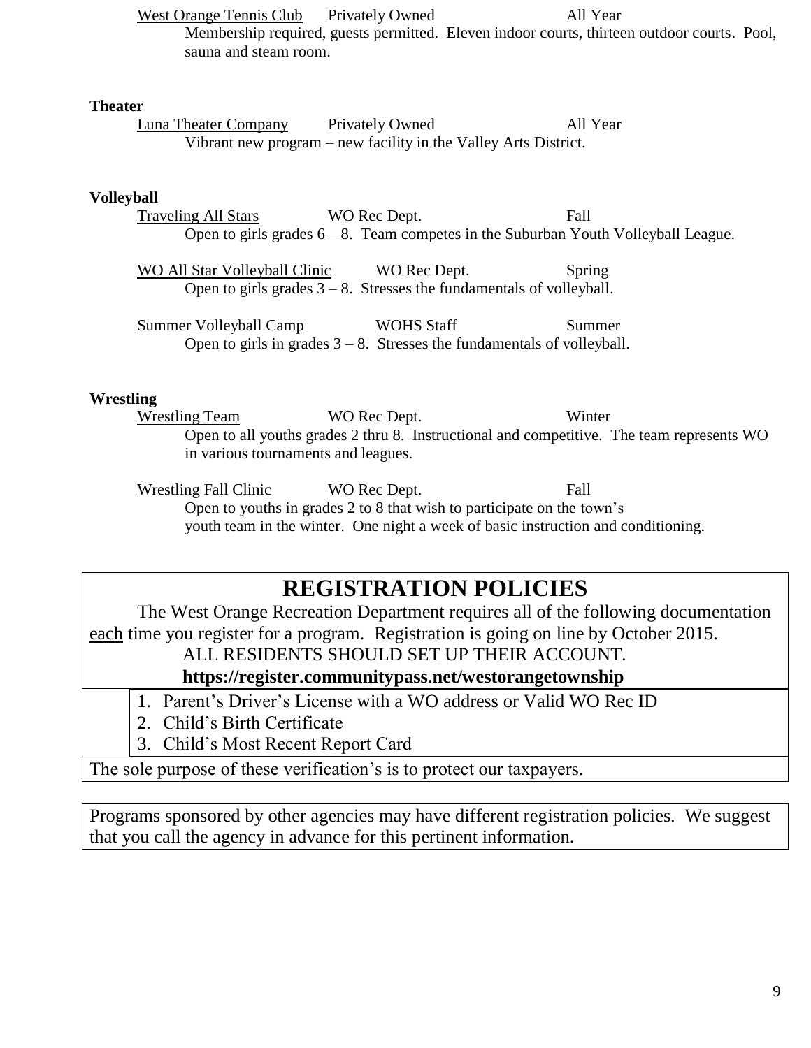West Orange Tennis Club | Privately Owned | All Year

Membership required, guests permitted. Eleven indoor courts, thirteen outdoor courts. Pool, sauna and steam room.

**Theater**

Luna Theater Company | Privately Owned | All Year

Vibrant new program – new facility in the Valley Arts District.

**Volleyball**

Traveling All Stars | WO Rec Dept. | Fall

Open to girls grades 6 – 8. Team competes in the Suburban Youth Volleyball League.

WO All Star Volleyball Clinic | WO Rec Dept. | Spring

Open to girls grades 3 – 8. Stresses the fundamentals of volleyball.

Summer Volleyball Camp | WOHS Staff | Summer

Open to girls in grades 3 – 8. Stresses the fundamentals of volleyball.

**Wrestling**

Wrestling Team | WO Rec Dept. | Winter

Open to all youths grades 2 thru 8. Instructional and competitive. The team represents WO in various tournaments and leagues.

Wrestling Fall Clinic | WO Rec Dept. | Fall

Open to youths in grades 2 to 8 that wish to participate on the town's youth team in the winter. One night a week of basic instruction and conditioning.

# REGISTRATION POLICIES

The West Orange Recreation Department requires all of the following documentation each time you register for a program. Registration is going on line by October 2015.

ALL RESIDENTS SHOULD SET UP THEIR ACCOUNT.

**https://register.communitypass.net/westorangetownship**

1. Parent's Driver's License with a WO address or Valid WO Rec ID
2. Child's Birth Certificate
3. Child's Most Recent Report Card

The sole purpose of these verification's is to protect our taxpayers.

Programs sponsored by other agencies may have different registration policies. We suggest that you call the agency in advance for this pertinent information.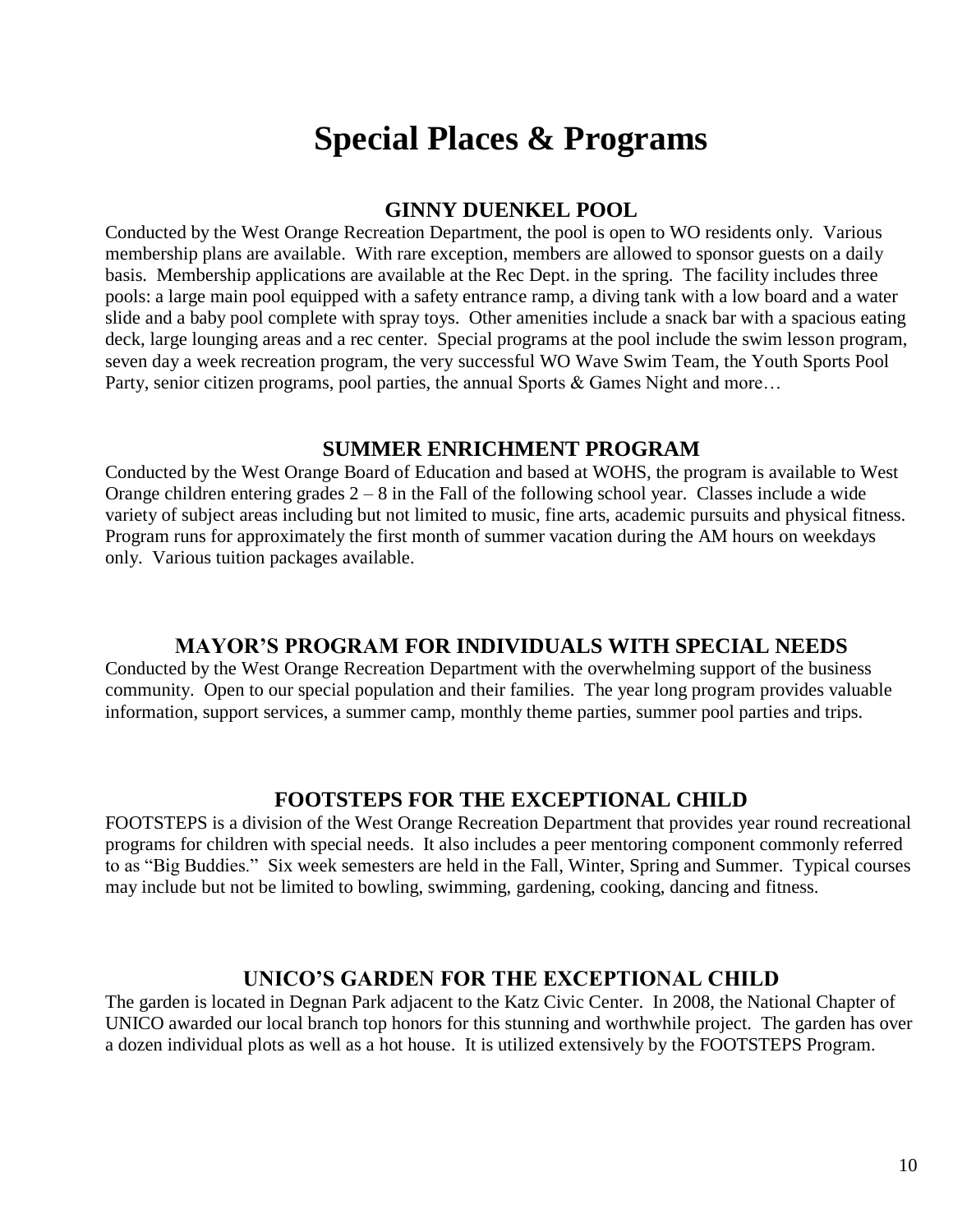# Special Places & Programs

## GINNY DUENKEL POOL

Conducted by the West Orange Recreation Department, the pool is open to WO residents only. Various membership plans are available. With rare exception, members are allowed to sponsor guests on a daily basis. Membership applications are available at the Rec Dept. in the spring. The facility includes three pools: a large main pool equipped with a safety entrance ramp, a diving tank with a low board and a water slide and a baby pool complete with spray toys. Other amenities include a snack bar with a spacious eating deck, large lounging areas and a rec center. Special programs at the pool include the swim lesson program, seven day a week recreation program, the very successful WO Wave Swim Team, the Youth Sports Pool Party, senior citizen programs, pool parties, the annual Sports & Games Night and more…

## SUMMER ENRICHMENT PROGRAM

Conducted by the West Orange Board of Education and based at WOHS, the program is available to West Orange children entering grades 2 – 8 in the Fall of the following school year. Classes include a wide variety of subject areas including but not limited to music, fine arts, academic pursuits and physical fitness. Program runs for approximately the first month of summer vacation during the AM hours on weekdays only. Various tuition packages available.

## MAYOR'S PROGRAM FOR INDIVIDUALS WITH SPECIAL NEEDS

Conducted by the West Orange Recreation Department with the overwhelming support of the business community. Open to our special population and their families. The year long program provides valuable information, support services, a summer camp, monthly theme parties, summer pool parties and trips.

## FOOTSTEPS FOR THE EXCEPTIONAL CHILD

FOOTSTEPS is a division of the West Orange Recreation Department that provides year round recreational programs for children with special needs. It also includes a peer mentoring component commonly referred to as "Big Buddies." Six week semesters are held in the Fall, Winter, Spring and Summer. Typical courses may include but not be limited to bowling, swimming, gardening, cooking, dancing and fitness.

## UNICO'S GARDEN FOR THE EXCEPTIONAL CHILD

The garden is located in Degnan Park adjacent to the Katz Civic Center. In 2008, the National Chapter of UNICO awarded our local branch top honors for this stunning and worthwhile project. The garden has over a dozen individual plots as well as a hot house. It is utilized extensively by the FOOTSTEPS Program.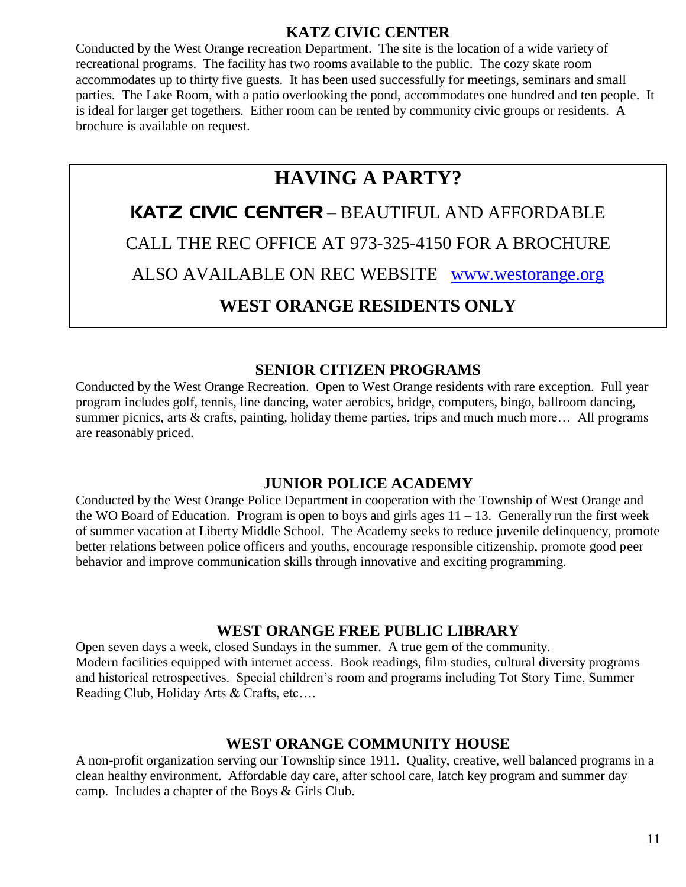## KATZ CIVIC CENTER

Conducted by the West Orange recreation Department. The site is the location of a wide variety of recreational programs. The facility has two rooms available to the public. The cozy skate room accommodates up to thirty five guests. It has been used successfully for meetings, seminars and small parties. The Lake Room, with a patio overlooking the pond, accommodates one hundred and ten people. It is ideal for larger get togethers. Either room can be rented by community civic groups or residents. A brochure is available on request.

# HAVING A PARTY?

**KATZ CIVIC CENTER** – BEAUTIFUL AND AFFORDABLE

CALL THE REC OFFICE AT 973-325-4150 FOR A BROCHURE

ALSO AVAILABLE ON REC WEBSITE www.westorange.org

## WEST ORANGE RESIDENTS ONLY

## SENIOR CITIZEN PROGRAMS

Conducted by the West Orange Recreation. Open to West Orange residents with rare exception. Full year program includes golf, tennis, line dancing, water aerobics, bridge, computers, bingo, ballroom dancing, summer picnics, arts & crafts, painting, holiday theme parties, trips and much much more… All programs are reasonably priced.

## JUNIOR POLICE ACADEMY

Conducted by the West Orange Police Department in cooperation with the Township of West Orange and the WO Board of Education. Program is open to boys and girls ages 11 – 13. Generally run the first week of summer vacation at Liberty Middle School. The Academy seeks to reduce juvenile delinquency, promote better relations between police officers and youths, encourage responsible citizenship, promote good peer behavior and improve communication skills through innovative and exciting programming.

## WEST ORANGE FREE PUBLIC LIBRARY

Open seven days a week, closed Sundays in the summer. A true gem of the community. Modern facilities equipped with internet access. Book readings, film studies, cultural diversity programs and historical retrospectives. Special children's room and programs including Tot Story Time, Summer Reading Club, Holiday Arts & Crafts, etc….

## WEST ORANGE COMMUNITY HOUSE

A non-profit organization serving our Township since 1911. Quality, creative, well balanced programs in a clean healthy environment. Affordable day care, after school care, latch key program and summer day camp. Includes a chapter of the Boys & Girls Club.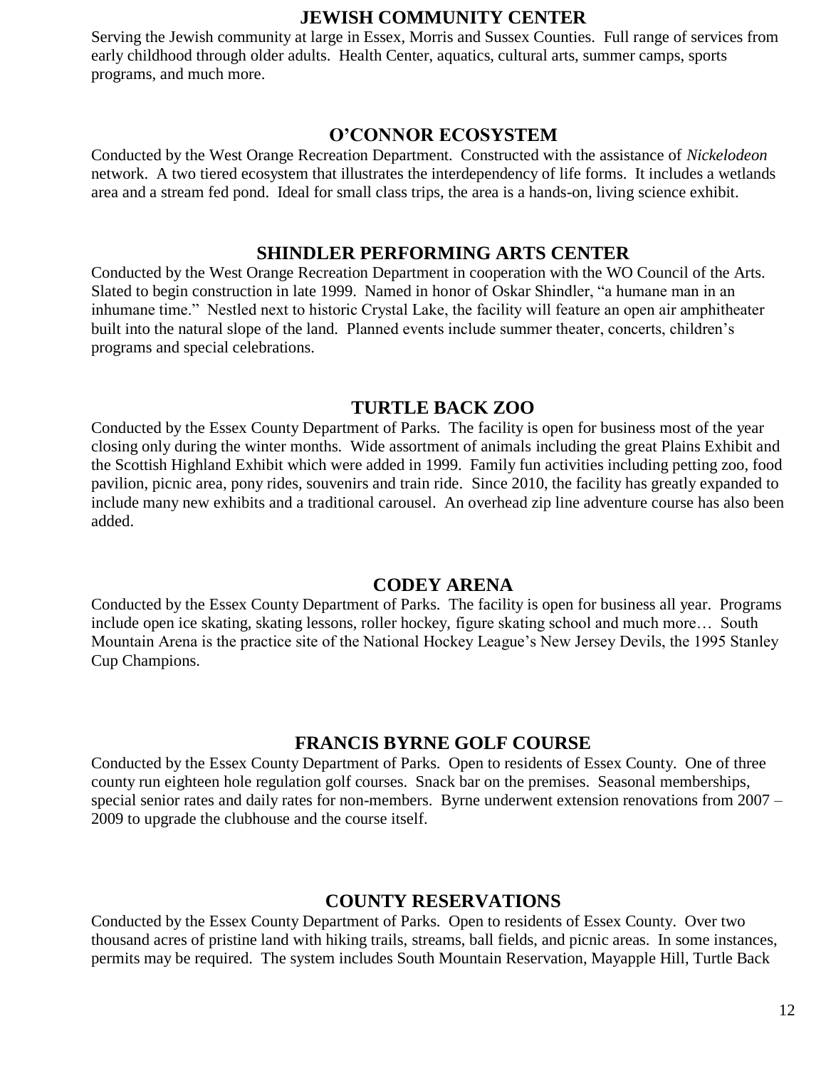## JEWISH COMMUNITY CENTER

Serving the Jewish community at large in Essex, Morris and Sussex Counties. Full range of services from early childhood through older adults. Health Center, aquatics, cultural arts, summer camps, sports programs, and much more.

## O'CONNOR ECOSYSTEM

Conducted by the West Orange Recreation Department. Constructed with the assistance of *Nickelodeon* network. A two tiered ecosystem that illustrates the interdependency of life forms. It includes a wetlands area and a stream fed pond. Ideal for small class trips, the area is a hands-on, living science exhibit.

## SHINDLER PERFORMING ARTS CENTER

Conducted by the West Orange Recreation Department in cooperation with the WO Council of the Arts. Slated to begin construction in late 1999. Named in honor of Oskar Shindler, "a humane man in an inhumane time." Nestled next to historic Crystal Lake, the facility will feature an open air amphitheater built into the natural slope of the land. Planned events include summer theater, concerts, children's programs and special celebrations.

## TURTLE BACK ZOO

Conducted by the Essex County Department of Parks. The facility is open for business most of the year closing only during the winter months. Wide assortment of animals including the great Plains Exhibit and the Scottish Highland Exhibit which were added in 1999. Family fun activities including petting zoo, food pavilion, picnic area, pony rides, souvenirs and train ride. Since 2010, the facility has greatly expanded to include many new exhibits and a traditional carousel. An overhead zip line adventure course has also been added.

## CODEY ARENA

Conducted by the Essex County Department of Parks. The facility is open for business all year. Programs include open ice skating, skating lessons, roller hockey, figure skating school and much more… South Mountain Arena is the practice site of the National Hockey League's New Jersey Devils, the 1995 Stanley Cup Champions.

## FRANCIS BYRNE GOLF COURSE

Conducted by the Essex County Department of Parks. Open to residents of Essex County. One of three county run eighteen hole regulation golf courses. Snack bar on the premises. Seasonal memberships, special senior rates and daily rates for non-members. Byrne underwent extension renovations from 2007 – 2009 to upgrade the clubhouse and the course itself.

## COUNTY RESERVATIONS

Conducted by the Essex County Department of Parks. Open to residents of Essex County. Over two thousand acres of pristine land with hiking trails, streams, ball fields, and picnic areas. In some instances, permits may be required. The system includes South Mountain Reservation, Mayapple Hill, Turtle Back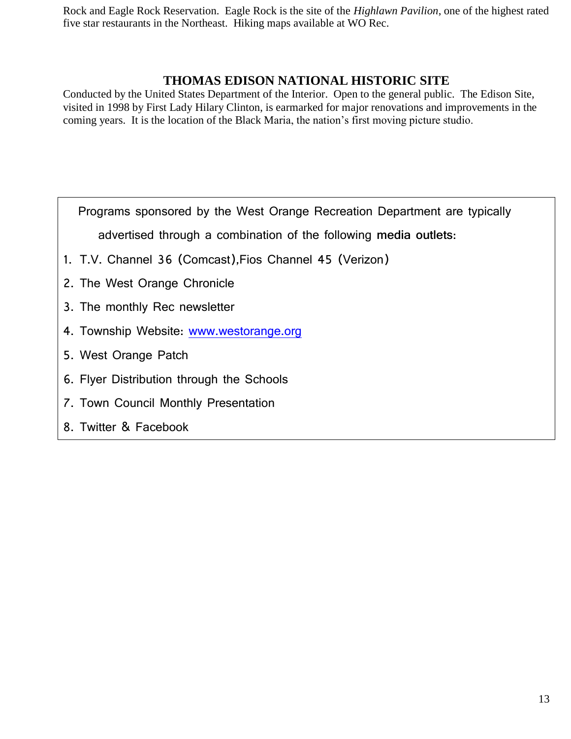Rock and Eagle Rock Reservation. Eagle Rock is the site of the *Highlawn Pavilion*, one of the highest rated five star restaurants in the Northeast. Hiking maps available at WO Rec.

## THOMAS EDISON NATIONAL HISTORIC SITE

Conducted by the United States Department of the Interior. Open to the general public. The Edison Site, visited in 1998 by First Lady Hilary Clinton, is earmarked for major renovations and improvements in the coming years. It is the location of the Black Maria, the nation's first moving picture studio.

Programs sponsored by the West Orange Recreation Department are typically advertised through a combination of the following **media outlets:**

1. T.V. Channel 36 (Comcast),Fios Channel 45 (Verizon)
2. The West Orange Chronicle
3. The monthly Rec newsletter
4. Township Website: [www.westorange.org](http://www.westorange.org)
5. West Orange Patch
6. Flyer Distribution through the Schools
7. Town Council Monthly Presentation
8. Twitter & Facebook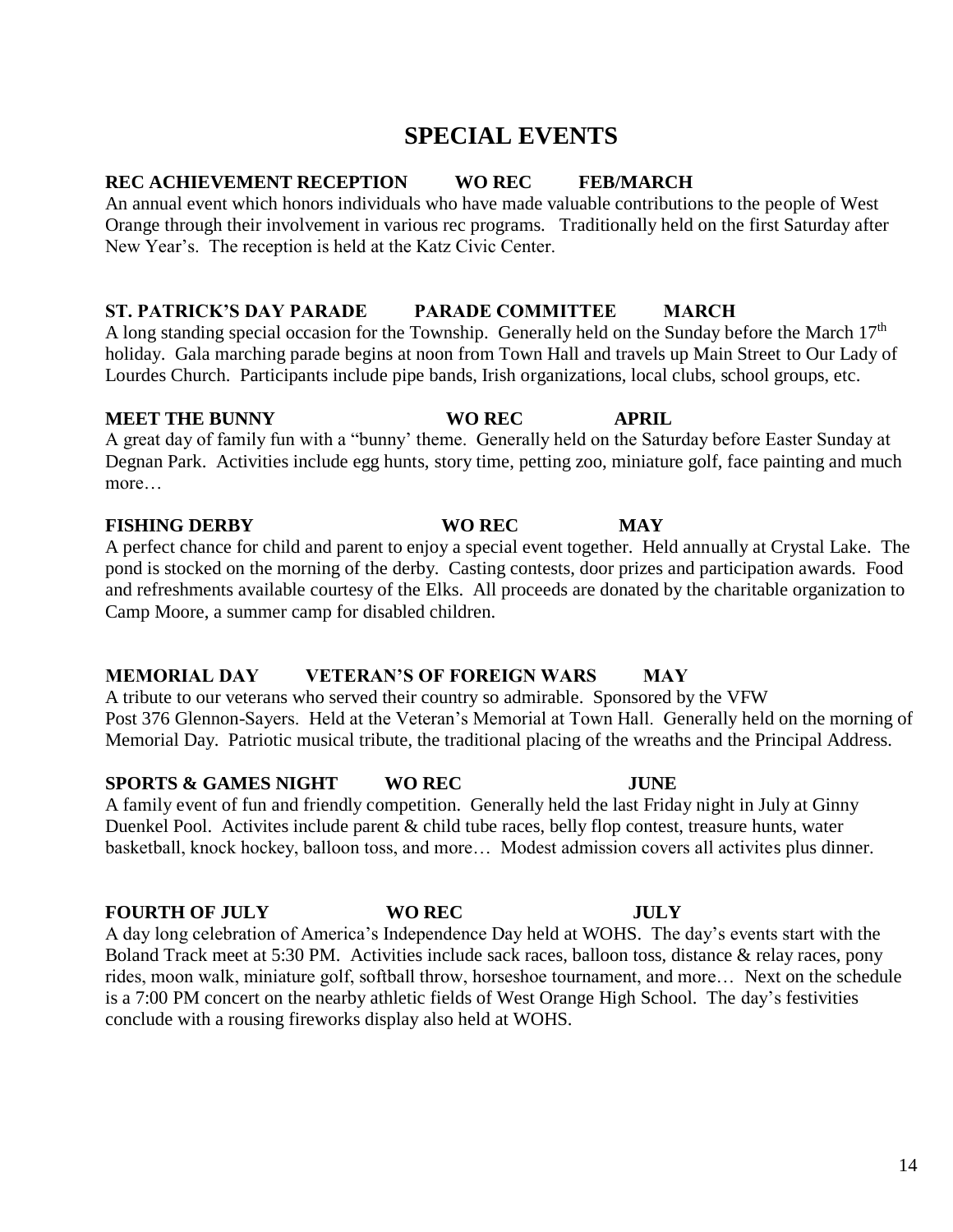# SPECIAL EVENTS

**REC ACHIEVEMENT RECEPTION WO REC FEB/MARCH**

An annual event which honors individuals who have made valuable contributions to the people of West Orange through their involvement in various rec programs. Traditionally held on the first Saturday after New Year's. The reception is held at the Katz Civic Center.

**ST. PATRICK'S DAY PARADE PARADE COMMITTEE MARCH**

A long standing special occasion for the Township. Generally held on the Sunday before the March 17th holiday. Gala marching parade begins at noon from Town Hall and travels up Main Street to Our Lady of Lourdes Church. Participants include pipe bands, Irish organizations, local clubs, school groups, etc.

**MEET THE BUNNY WO REC APRIL**

A great day of family fun with a "bunny' theme. Generally held on the Saturday before Easter Sunday at Degnan Park. Activities include egg hunts, story time, petting zoo, miniature golf, face painting and much more…

**FISHING DERBY WO REC MAY**

A perfect chance for child and parent to enjoy a special event together. Held annually at Crystal Lake. The pond is stocked on the morning of the derby. Casting contests, door prizes and participation awards. Food and refreshments available courtesy of the Elks. All proceeds are donated by the charitable organization to Camp Moore, a summer camp for disabled children.

**MEMORIAL DAY VETERAN'S OF FOREIGN WARS MAY**

A tribute to our veterans who served their country so admirable. Sponsored by the VFW Post 376 Glennon-Sayers. Held at the Veteran's Memorial at Town Hall. Generally held on the morning of Memorial Day. Patriotic musical tribute, the traditional placing of the wreaths and the Principal Address.

**SPORTS & GAMES NIGHT WO REC JUNE**

A family event of fun and friendly competition. Generally held the last Friday night in July at Ginny Duenkel Pool. Activites include parent & child tube races, belly flop contest, treasure hunts, water basketball, knock hockey, balloon toss, and more… Modest admission covers all activites plus dinner.

**FOURTH OF JULY WO REC JULY**

A day long celebration of America's Independence Day held at WOHS. The day's events start with the Boland Track meet at 5:30 PM. Activities include sack races, balloon toss, distance & relay races, pony rides, moon walk, miniature golf, softball throw, horseshoe tournament, and more… Next on the schedule is a 7:00 PM concert on the nearby athletic fields of West Orange High School. The day's festivities conclude with a rousing fireworks display also held at WOHS.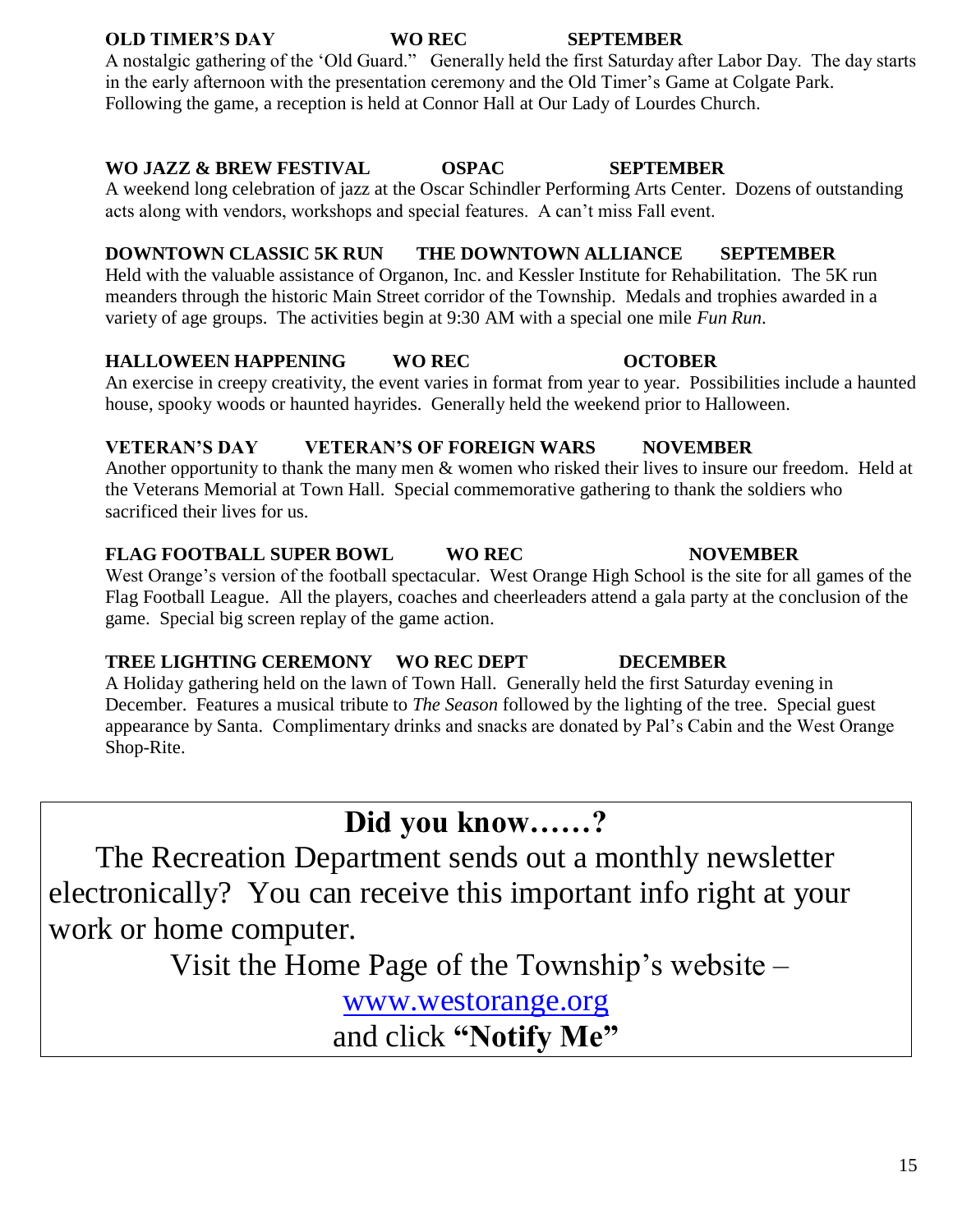**OLD TIMER'S DAY** **WO REC** **SEPTEMBER**

A nostalgic gathering of the 'Old Guard." Generally held the first Saturday after Labor Day. The day starts in the early afternoon with the presentation ceremony and the Old Timer's Game at Colgate Park. Following the game, a reception is held at Connor Hall at Our Lady of Lourdes Church.

**WO JAZZ & BREW FESTIVAL** **OSPAC** **SEPTEMBER**

A weekend long celebration of jazz at the Oscar Schindler Performing Arts Center. Dozens of outstanding acts along with vendors, workshops and special features. A can't miss Fall event.

**DOWNTOWN CLASSIC 5K RUN** **THE DOWNTOWN ALLIANCE** **SEPTEMBER**

Held with the valuable assistance of Organon, Inc. and Kessler Institute for Rehabilitation. The 5K run meanders through the historic Main Street corridor of the Township. Medals and trophies awarded in a variety of age groups. The activities begin at 9:30 AM with a special one mile *Fun Run.*

**HALLOWEEN HAPPENING** **WO REC** **OCTOBER**

An exercise in creepy creativity, the event varies in format from year to year. Possibilities include a haunted house, spooky woods or haunted hayrides. Generally held the weekend prior to Halloween.

**VETERAN'S DAY** **VETERAN'S OF FOREIGN WARS** **NOVEMBER**

Another opportunity to thank the many men & women who risked their lives to insure our freedom. Held at the Veterans Memorial at Town Hall. Special commemorative gathering to thank the soldiers who sacrificed their lives for us.

**FLAG FOOTBALL SUPER BOWL** **WO REC** **NOVEMBER**

West Orange's version of the football spectacular. West Orange High School is the site for all games of the Flag Football League. All the players, coaches and cheerleaders attend a gala party at the conclusion of the game. Special big screen replay of the game action.

**TREE LIGHTING CEREMONY** **WO REC DEPT** **DECEMBER**

A Holiday gathering held on the lawn of Town Hall. Generally held the first Saturday evening in December. Features a musical tribute to *The Season* followed by the lighting of the tree. Special guest appearance by Santa. Complimentary drinks and snacks are donated by Pal's Cabin and the West Orange Shop-Rite.

## Did you know……?

The Recreation Department sends out a monthly newsletter electronically? You can receive this important info right at your work or home computer.

Visit the Home Page of the Township's website –

www.westorange.org

and click **"Notify Me"**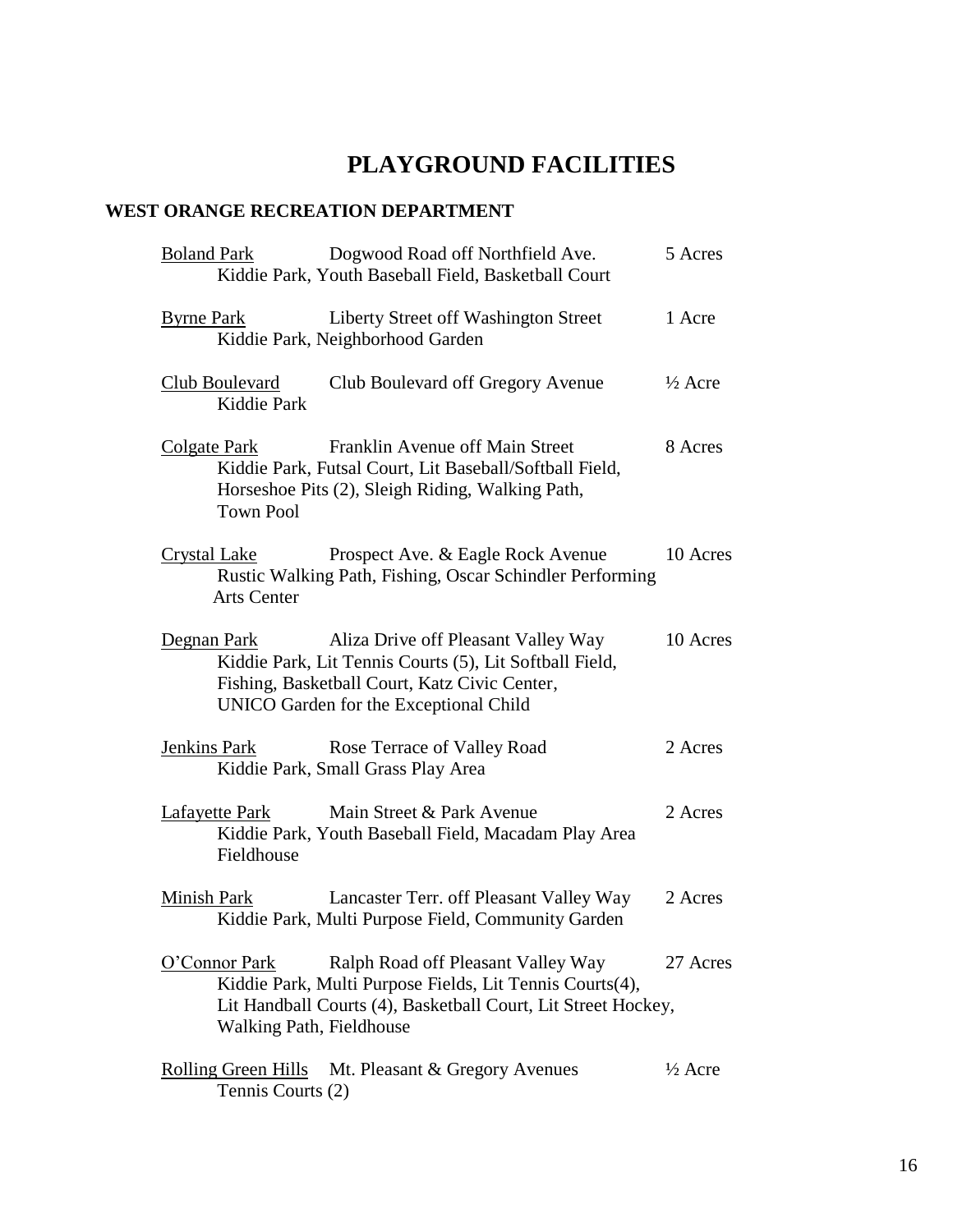# PLAYGROUND FACILITIES

## WEST ORANGE RECREATION DEPARTMENT

<u>Boland Park</u> Dogwood Road off Northfield Ave. 5 Acres
Kiddie Park, Youth Baseball Field, Basketball Court

<u>Byrne Park</u> Liberty Street off Washington Street 1 Acre
Kiddie Park, Neighborhood Garden

<u>Club Boulevard</u> Club Boulevard off Gregory Avenue ½ Acre
Kiddie Park

<u>Colgate Park</u> Franklin Avenue off Main Street 8 Acres
Kiddie Park, Futsal Court, Lit Baseball/Softball Field, Horseshoe Pits (2), Sleigh Riding, Walking Path, Town Pool

<u>Crystal Lake</u> Prospect Ave. & Eagle Rock Avenue 10 Acres
Rustic Walking Path, Fishing, Oscar Schindler Performing Arts Center

<u>Degnan Park</u> Aliza Drive off Pleasant Valley Way 10 Acres
Kiddie Park, Lit Tennis Courts (5), Lit Softball Field, Fishing, Basketball Court, Katz Civic Center, UNICO Garden for the Exceptional Child

<u>Jenkins Park</u> Rose Terrace of Valley Road 2 Acres
Kiddie Park, Small Grass Play Area

<u>Lafayette Park</u> Main Street & Park Avenue 2 Acres
Kiddie Park, Youth Baseball Field, Macadam Play Area Fieldhouse

<u>Minish Park</u> Lancaster Terr. off Pleasant Valley Way 2 Acres
Kiddie Park, Multi Purpose Field, Community Garden

<u>O'Connor Park</u> Ralph Road off Pleasant Valley Way 27 Acres
Kiddie Park, Multi Purpose Fields, Lit Tennis Courts(4), Lit Handball Courts (4), Basketball Court, Lit Street Hockey, Walking Path, Fieldhouse

<u>Rolling Green Hills</u> Mt. Pleasant & Gregory Avenues ½ Acre
Tennis Courts (2)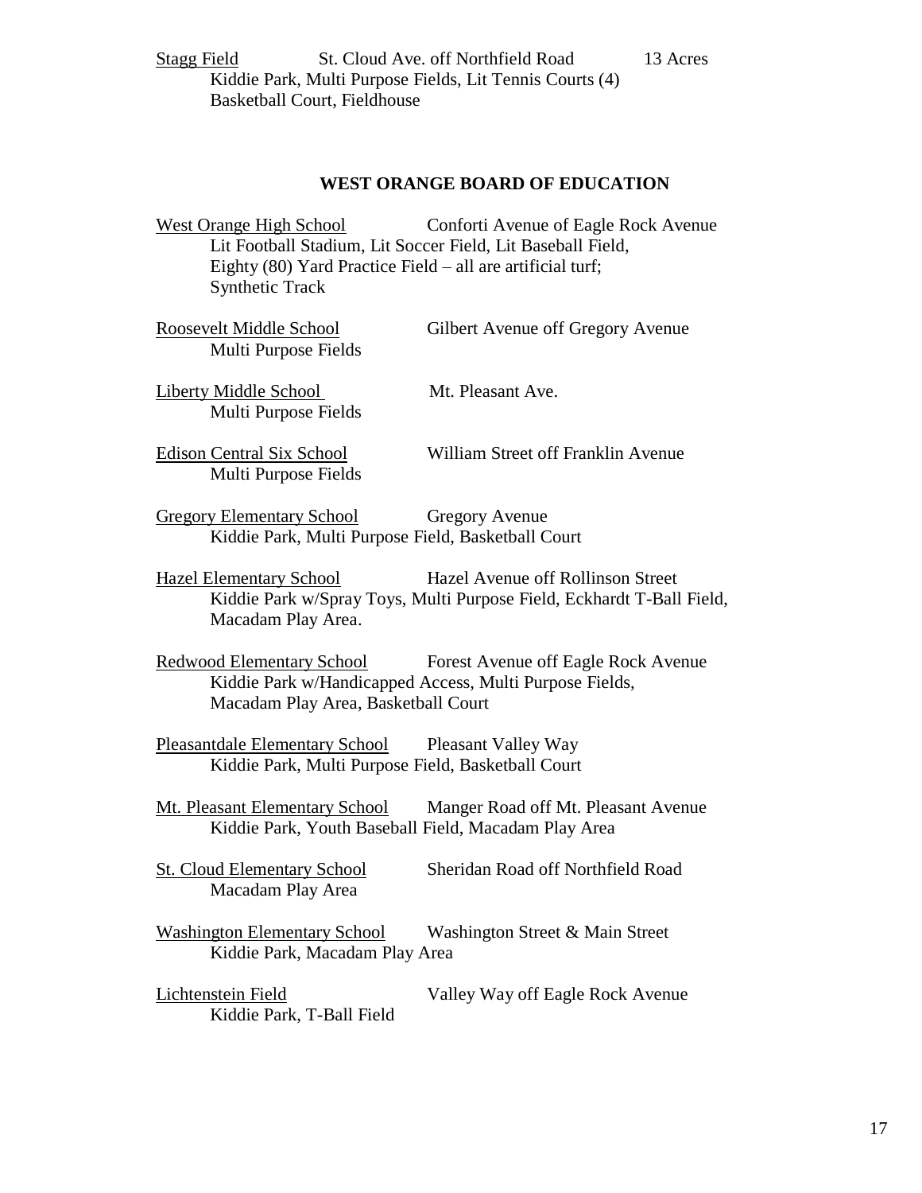Stagg Field St. Cloud Ave. off Northfield Road 13 Acres

Kiddie Park, Multi Purpose Fields, Lit Tennis Courts (4)
Basketball Court, Fieldhouse

## WEST ORANGE BOARD OF EDUCATION

West Orange High School Conforti Avenue of Eagle Rock Avenue

Lit Football Stadium, Lit Soccer Field, Lit Baseball Field,
Eighty (80) Yard Practice Field – all are artificial turf;
Synthetic Track

Roosevelt Middle School Gilbert Avenue off Gregory Avenue

Multi Purpose Fields

Liberty Middle School Mt. Pleasant Ave.

Multi Purpose Fields

Edison Central Six School William Street off Franklin Avenue

Multi Purpose Fields

Gregory Elementary School Gregory Avenue

Kiddie Park, Multi Purpose Field, Basketball Court

Hazel Elementary School Hazel Avenue off Rollinson Street

Kiddie Park w/Spray Toys, Multi Purpose Field, Eckhardt T-Ball Field,
Macadam Play Area.

Redwood Elementary School Forest Avenue off Eagle Rock Avenue

Kiddie Park w/Handicapped Access, Multi Purpose Fields,
Macadam Play Area, Basketball Court

Pleasantdale Elementary School Pleasant Valley Way

Kiddie Park, Multi Purpose Field, Basketball Court

Mt. Pleasant Elementary School Manger Road off Mt. Pleasant Avenue

Kiddie Park, Youth Baseball Field, Macadam Play Area

St. Cloud Elementary School Sheridan Road off Northfield Road

Macadam Play Area

Washington Elementary School Washington Street & Main Street

Kiddie Park, Macadam Play Area

Lichtenstein Field Valley Way off Eagle Rock Avenue

Kiddie Park, T-Ball Field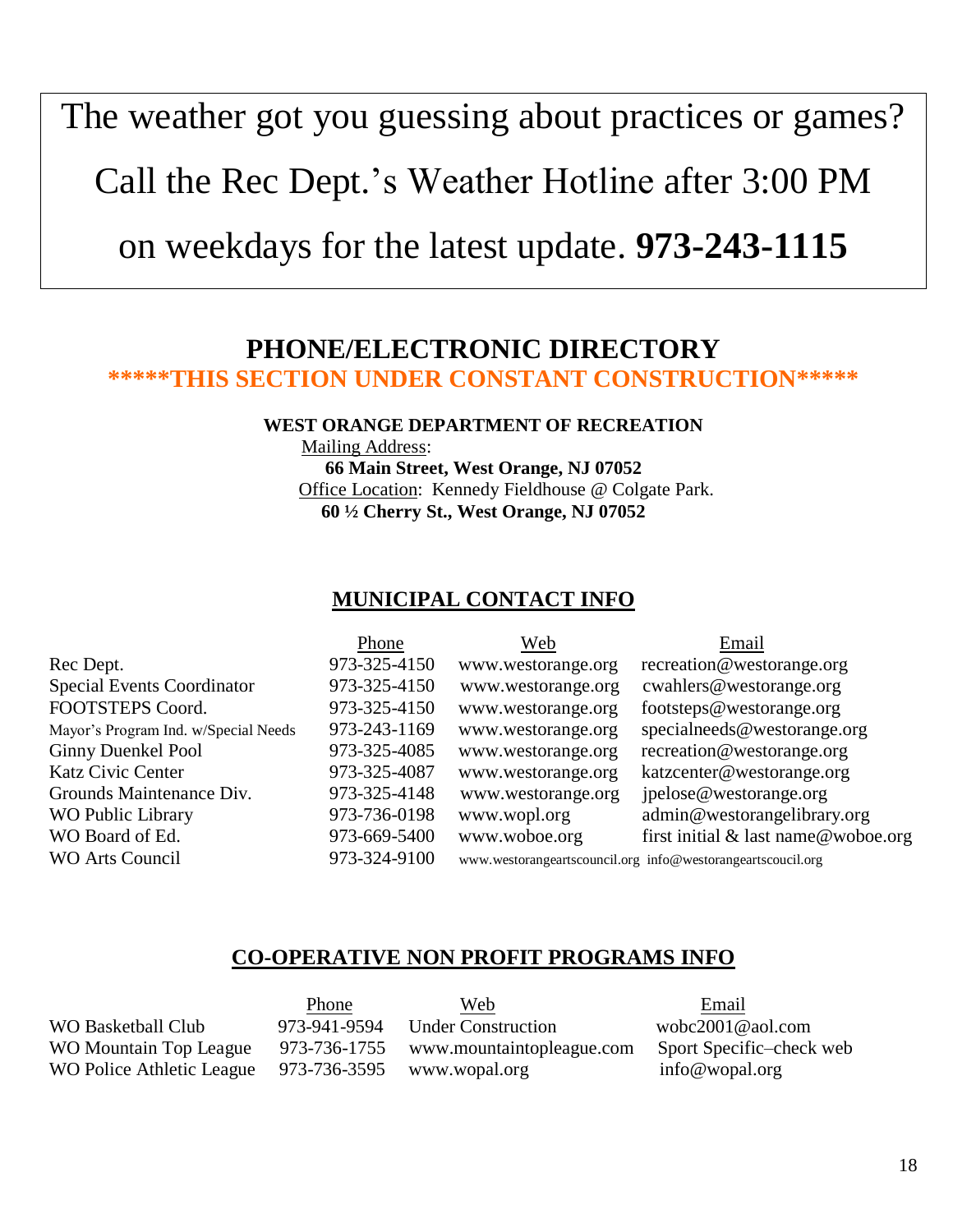The weather got you guessing about practices or games?

Call the Rec Dept.'s Weather Hotline after 3:00 PM

on weekdays for the latest update. **973-243-1115**

# PHONE/ELECTRONIC DIRECTORY

**\*\*\*\*\*THIS SECTION UNDER CONSTANT CONSTRUCTION\*\*\*\*\***

**WEST ORANGE DEPARTMENT OF RECREATION**

Mailing Address:
**66 Main Street, West Orange, NJ 07052**
Office Location: Kennedy Fieldhouse @ Colgate Park.
**60 ½ Cherry St., West Orange, NJ 07052**

## MUNICIPAL CONTACT INFO

| | Phone | Web | Email |
|---|---|---|---|
| Rec Dept. | 973-325-4150 | www.westorange.org | recreation@westorange.org |
| Special Events Coordinator | 973-325-4150 | www.westorange.org | cwahlers@westorange.org |
| FOOTSTEPS Coord. | 973-325-4150 | www.westorange.org | footsteps@westorange.org |
| Mayor's Program Ind. w/Special Needs | 973-243-1169 | www.westorange.org | specialneeds@westorange.org |
| Ginny Duenkel Pool | 973-325-4085 | www.westorange.org | recreation@westorange.org |
| Katz Civic Center | 973-325-4087 | www.westorange.org | katzcenter@westorange.org |
| Grounds Maintenance Div. | 973-325-4148 | www.westorange.org | jpelose@westorange.org |
| WO Public Library | 973-736-0198 | www.wopl.org | admin@westorangelibrary.org |
| WO Board of Ed. | 973-669-5400 | www.woboe.org | first initial & last name@woboe.org |
| WO Arts Council | 973-324-9100 | www.westorangeartscouncil.org | info@westorangeartscoucil.org |

## CO-OPERATIVE NON PROFIT PROGRAMS INFO

| | Phone | Web | Email |
|---|---|---|---|
| WO Basketball Club | 973-941-9594 | Under Construction | wobc2001@aol.com |
| WO Mountain Top League | 973-736-1755 | www.mountaintopleague.com | Sport Specific–check web |
| WO Police Athletic League | 973-736-3595 | www.wopal.org | info@wopal.org |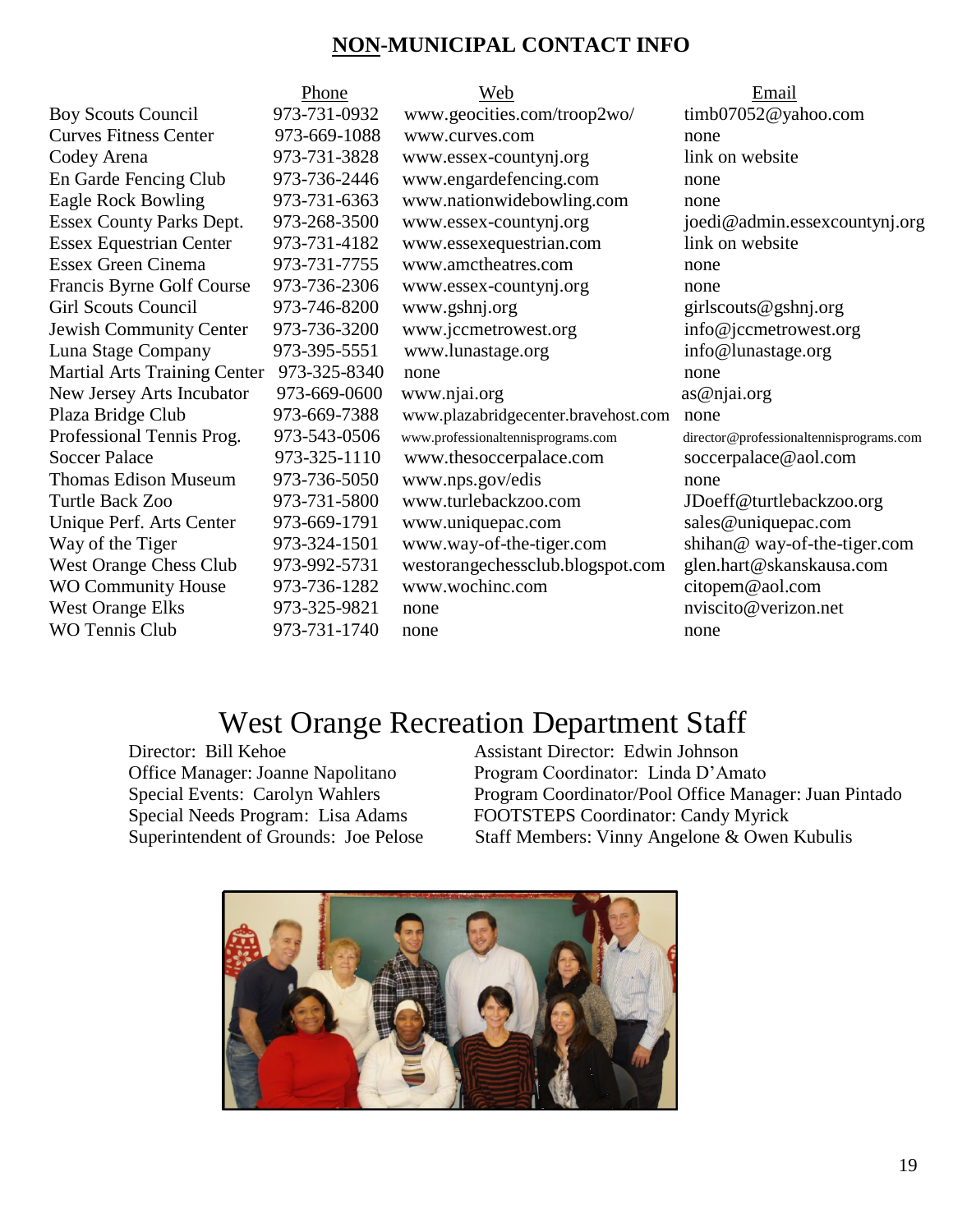## NON-MUNICIPAL CONTACT INFO

| | Phone | Web | Email |
|---|---|---|---|
| Boy Scouts Council | 973-731-0932 | www.geocities.com/troop2wo/ | timb07052@yahoo.com |
| Curves Fitness Center | 973-669-1088 | www.curves.com | none |
| Codey Arena | 973-731-3828 | www.essex-countynj.org | link on website |
| En Garde Fencing Club | 973-736-2446 | www.engardefencing.com | none |
| Eagle Rock Bowling | 973-731-6363 | www.nationwidebowling.com | none |
| Essex County Parks Dept. | 973-268-3500 | www.essex-countynj.org | joedi@admin.essexcountynj.org |
| Essex Equestrian Center | 973-731-4182 | www.essexequestrian.com | link on website |
| Essex Green Cinema | 973-731-7755 | www.amctheatres.com | none |
| Francis Byrne Golf Course | 973-736-2306 | www.essex-countynj.org | none |
| Girl Scouts Council | 973-746-8200 | www.gshnj.org | girlscouts@gshnj.org |
| Jewish Community Center | 973-736-3200 | www.jccmetrowest.org | info@jccmetrowest.org |
| Luna Stage Company | 973-395-5551 | www.lunastage.org | info@lunastage.org |
| Martial Arts Training Center | 973-325-8340 | none | none |
| New Jersey Arts Incubator | 973-669-0600 | www.njai.org | as@njai.org |
| Plaza Bridge Club | 973-669-7388 | www.plazabridgecenter.bravehost.com | none |
| Professional Tennis Prog. | 973-543-0506 | www.professionaltennisprograms.com | director@professionaltennisprograms.com |
| Soccer Palace | 973-325-1110 | www.thesoccerpalace.com | soccerpalace@aol.com |
| Thomas Edison Museum | 973-736-5050 | www.nps.gov/edis | none |
| Turtle Back Zoo | 973-731-5800 | www.turlebackzoo.com | JDoeff@turtlebackzoo.org |
| Unique Perf. Arts Center | 973-669-1791 | www.uniquepac.com | sales@uniquepac.com |
| Way of the Tiger | 973-324-1501 | www.way-of-the-tiger.com | shihan@ way-of-the-tiger.com |
| West Orange Chess Club | 973-992-5731 | westorangechessclub.blogspot.com | glen.hart@skanskausa.com |
| WO Community House | 973-736-1282 | www.wochinc.com | citopem@aol.com |
| West Orange Elks | 973-325-9821 | none | nviscito@verizon.net |
| WO Tennis Club | 973-731-1740 | none | none |

# West Orange Recreation Department Staff

Director: Bill Kehoe
Office Manager: Joanne Napolitano
Special Events: Carolyn Wahlers
Special Needs Program: Lisa Adams
Superintendent of Grounds: Joe Pelose

Assistant Director: Edwin Johnson
Program Coordinator: Linda D'Amato
Program Coordinator/Pool Office Manager: Juan Pintado
FOOTSTEPS Coordinator: Candy Myrick
Staff Members: Vinny Angelone & Owen Kubulis